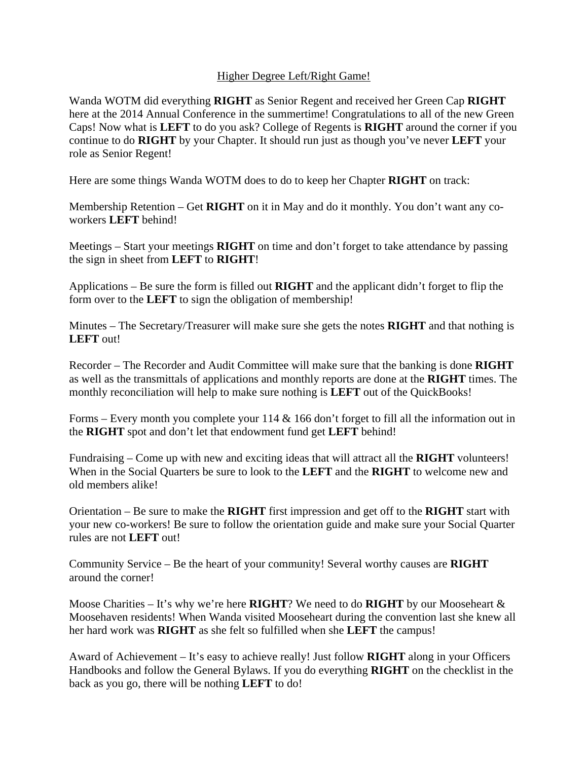<u>Higher Degree Left/Right Game!</u>

Wanda WOTM did everything **RIGHT** as Senior Regent and received her Green Cap **RIGHT** here at the 2014 Annual Conference in the summertime! Congratulations to all of the new Green Caps! Now what is **LEFT** to do you ask? College of Regents is **RIGHT** around the corner if you continue to do **RIGHT** by your Chapter. It should run just as though you've never **LEFT** your role as Senior Regent!

Here are some things Wanda WOTM does to do to keep her Chapter **RIGHT** on track:

Membership Retention – Get **RIGHT** on it in May and do it monthly. You don't want any co-workers **LEFT** behind!

Meetings – Start your meetings **RIGHT** on time and don't forget to take attendance by passing the sign in sheet from **LEFT** to **RIGHT**!

Applications – Be sure the form is filled out **RIGHT** and the applicant didn't forget to flip the form over to the **LEFT** to sign the obligation of membership!

Minutes – The Secretary/Treasurer will make sure she gets the notes **RIGHT** and that nothing is **LEFT** out!

Recorder – The Recorder and Audit Committee will make sure that the banking is done **RIGHT** as well as the transmittals of applications and monthly reports are done at the **RIGHT** times. The monthly reconciliation will help to make sure nothing is **LEFT** out of the QuickBooks!

Forms – Every month you complete your 114 & 166 don't forget to fill all the information out in the **RIGHT** spot and don't let that endowment fund get **LEFT** behind!

Fundraising – Come up with new and exciting ideas that will attract all the **RIGHT** volunteers! When in the Social Quarters be sure to look to the **LEFT** and the **RIGHT** to welcome new and old members alike!

Orientation – Be sure to make the **RIGHT** first impression and get off to the **RIGHT** start with your new co-workers! Be sure to follow the orientation guide and make sure your Social Quarter rules are not **LEFT** out!

Community Service – Be the heart of your community! Several worthy causes are **RIGHT** around the corner!

Moose Charities – It's why we're here **RIGHT**? We need to do **RIGHT** by our Mooseheart & Moosehaven residents! When Wanda visited Mooseheart during the convention last she knew all her hard work was **RIGHT** as she felt so fulfilled when she **LEFT** the campus!

Award of Achievement – It's easy to achieve really! Just follow **RIGHT** along in your Officers Handbooks and follow the General Bylaws. If you do everything **RIGHT** on the checklist in the back as you go, there will be nothing **LEFT** to do!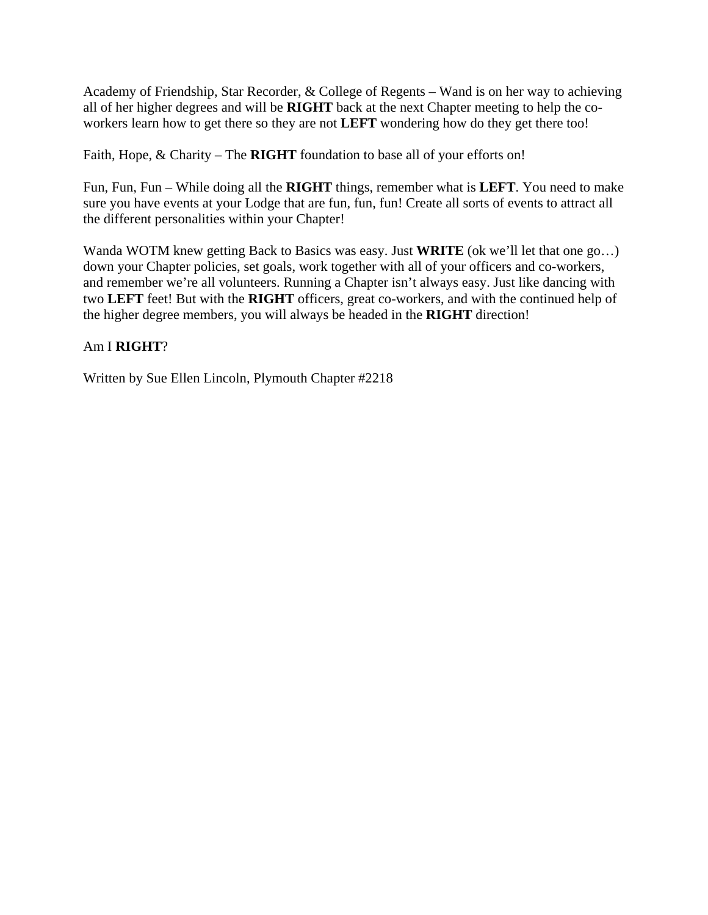Academy of Friendship, Star Recorder, & College of Regents – Wand is on her way to achieving all of her higher degrees and will be **RIGHT** back at the next Chapter meeting to help the co-workers learn how to get there so they are not **LEFT** wondering how do they get there too!

Faith, Hope, & Charity – The **RIGHT** foundation to base all of your efforts on!

Fun, Fun, Fun – While doing all the **RIGHT** things, remember what is **LEFT**. You need to make sure you have events at your Lodge that are fun, fun, fun! Create all sorts of events to attract all the different personalities within your Chapter!

Wanda WOTM knew getting Back to Basics was easy. Just **WRITE** (ok we'll let that one go…) down your Chapter policies, set goals, work together with all of your officers and co-workers, and remember we're all volunteers. Running a Chapter isn't always easy. Just like dancing with two **LEFT** feet! But with the **RIGHT** officers, great co-workers, and with the continued help of the higher degree members, you will always be headed in the **RIGHT** direction!

Am I **RIGHT**?

Written by Sue Ellen Lincoln, Plymouth Chapter #2218